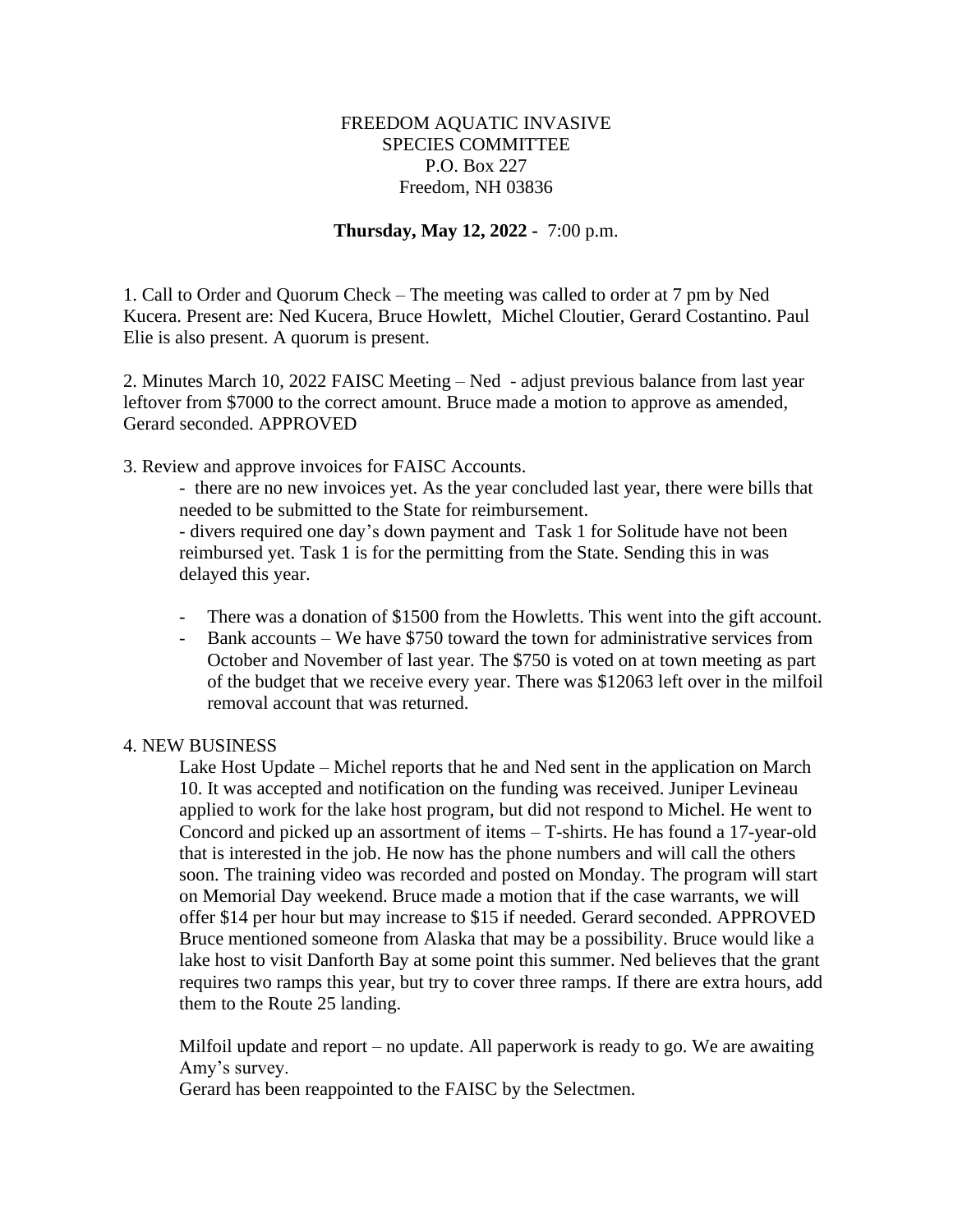FREEDOM AQUATIC INVASIVE SPECIES COMMITTEE
P.O. Box 227
Freedom, NH 03836

**Thursday, May 12, 2022 -** 7:00 p.m.

1. Call to Order and Quorum Check – The meeting was called to order at 7 pm by Ned Kucera. Present are: Ned Kucera, Bruce Howlett, Michel Cloutier, Gerard Costantino. Paul Elie is also present. A quorum is present.

2. Minutes March 10, 2022 FAISC Meeting – Ned - adjust previous balance from last year leftover from $7000 to the correct amount. Bruce made a motion to approve as amended, Gerard seconded. APPROVED

3. Review and approve invoices for FAISC Accounts.

   - there are no new invoices yet. As the year concluded last year, there were bills that needed to be submitted to the State for reimbursement.
   - divers required one day's down payment and Task 1 for Solitude have not been reimbursed yet. Task 1 is for the permitting from the State. Sending this in was delayed this year.

   - There was a donation of $1500 from the Howletts. This went into the gift account.
   - Bank accounts – We have $750 toward the town for administrative services from October and November of last year. The $750 is voted on at town meeting as part of the budget that we receive every year. There was $12063 left over in the milfoil removal account that was returned.

4. NEW BUSINESS

   Lake Host Update – Michel reports that he and Ned sent in the application on March 10. It was accepted and notification on the funding was received. Juniper Levineau applied to work for the lake host program, but did not respond to Michel. He went to Concord and picked up an assortment of items – T-shirts. He has found a 17-year-old that is interested in the job. He now has the phone numbers and will call the others soon. The training video was recorded and posted on Monday. The program will start on Memorial Day weekend. Bruce made a motion that if the case warrants, we will offer $14 per hour but may increase to $15 if needed. Gerard seconded. APPROVED Bruce mentioned someone from Alaska that may be a possibility. Bruce would like a lake host to visit Danforth Bay at some point this summer. Ned believes that the grant requires two ramps this year, but try to cover three ramps. If there are extra hours, add them to the Route 25 landing.

   Milfoil update and report – no update. All paperwork is ready to go. We are awaiting Amy's survey.
   Gerard has been reappointed to the FAISC by the Selectmen.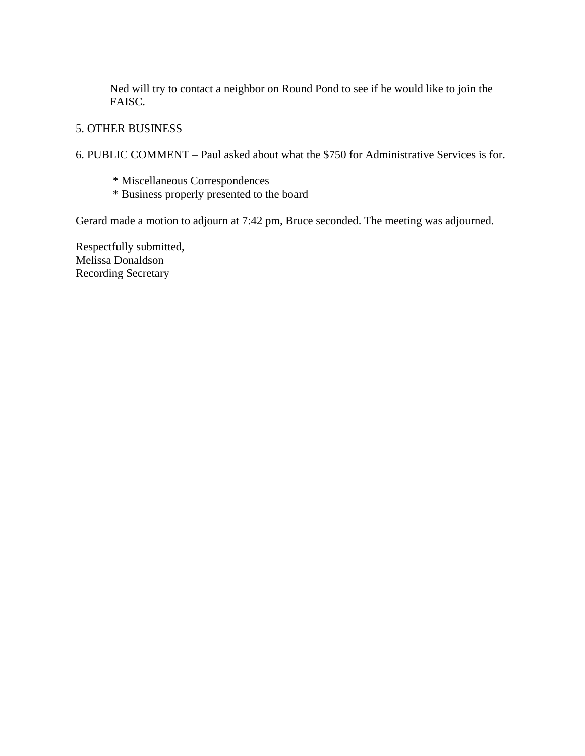Ned will try to contact a neighbor on Round Pond to see if he would like to join the FAISC.

5. OTHER BUSINESS

6. PUBLIC COMMENT – Paul asked about what the $750 for Administrative Services is for.

* Miscellaneous Correspondences
* Business properly presented to the board

Gerard made a motion to adjourn at 7:42 pm, Bruce seconded. The meeting was adjourned.

Respectfully submitted,
Melissa Donaldson
Recording Secretary